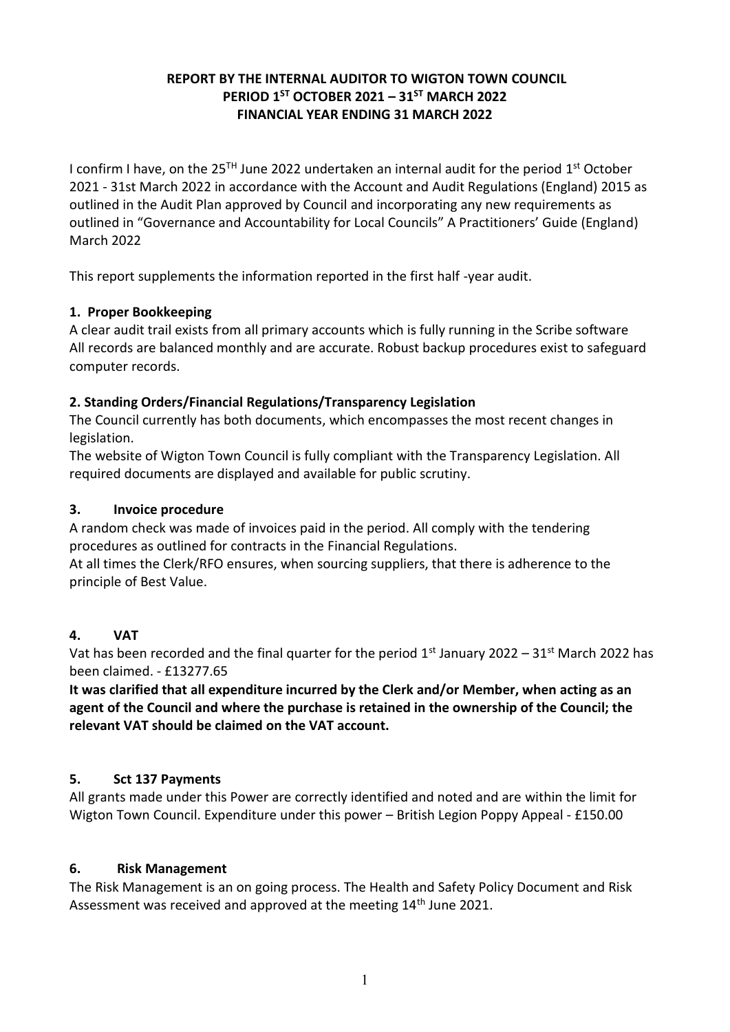**REPORT BY THE INTERNAL AUDITOR TO WIGTON TOWN COUNCIL**
**PERIOD 1ST OCTOBER 2021 – 31ST MARCH 2022**
**FINANCIAL YEAR ENDING 31 MARCH 2022**

I confirm I have, on the 25TH June 2022 undertaken an internal audit for the period 1st October 2021 - 31st March 2022 in accordance with the Account and Audit Regulations (England) 2015 as outlined in the Audit Plan approved by Council and incorporating any new requirements as outlined in "Governance and Accountability for Local Councils" A Practitioners' Guide (England) March 2022

This report supplements the information reported in the first half -year audit.

## 1. Proper Bookkeeping

A clear audit trail exists from all primary accounts which is fully running in the Scribe software All records are balanced monthly and are accurate. Robust backup procedures exist to safeguard computer records.

## 2. Standing Orders/Financial Regulations/Transparency Legislation

The Council currently has both documents, which encompasses the most recent changes in legislation.

The website of Wigton Town Council is fully compliant with the Transparency Legislation. All required documents are displayed and available for public scrutiny.

## 3. Invoice procedure

A random check was made of invoices paid in the period. All comply with the tendering procedures as outlined for contracts in the Financial Regulations.

At all times the Clerk/RFO ensures, when sourcing suppliers, that there is adherence to the principle of Best Value.

## 4. VAT

Vat has been recorded and the final quarter for the period 1st January 2022 – 31st March 2022 has been claimed. - £13277.65

**It was clarified that all expenditure incurred by the Clerk and/or Member, when acting as an agent of the Council and where the purchase is retained in the ownership of the Council; the relevant VAT should be claimed on the VAT account.**

## 5. Sct 137 Payments

All grants made under this Power are correctly identified and noted and are within the limit for Wigton Town Council. Expenditure under this power – British Legion Poppy Appeal - £150.00

## 6. Risk Management

The Risk Management is an on going process. The Health and Safety Policy Document and Risk Assessment was received and approved at the meeting 14th June 2021.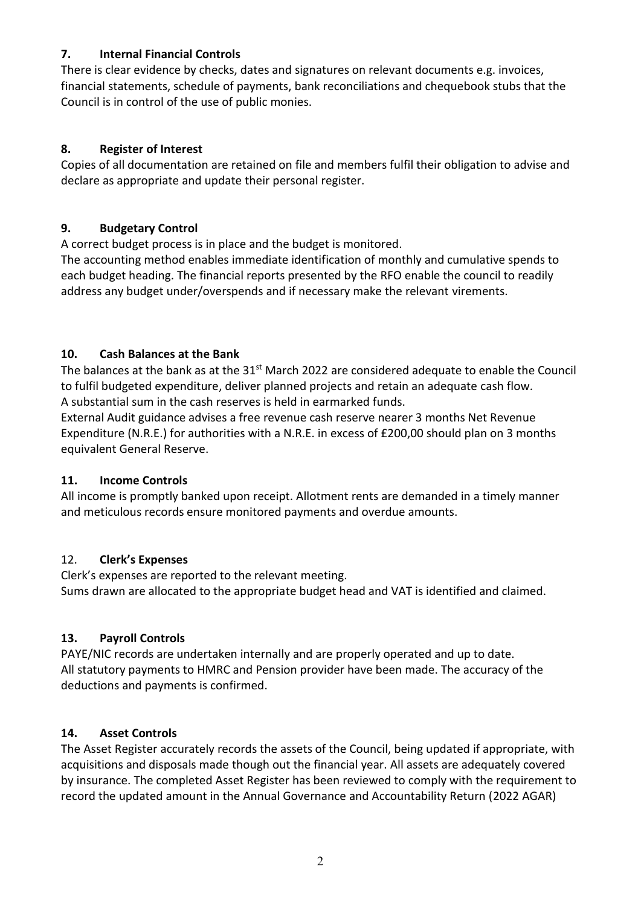## 7. Internal Financial Controls

There is clear evidence by checks, dates and signatures on relevant documents e.g. invoices, financial statements, schedule of payments, bank reconciliations and chequebook stubs that the Council is in control of the use of public monies.

## 8. Register of Interest

Copies of all documentation are retained on file and members fulfil their obligation to advise and declare as appropriate and update their personal register.

## 9. Budgetary Control

A correct budget process is in place and the budget is monitored.
The accounting method enables immediate identification of monthly and cumulative spends to each budget heading. The financial reports presented by the RFO enable the council to readily address any budget under/overspends and if necessary make the relevant virements.

## 10. Cash Balances at the Bank

The balances at the bank as at the 31st March 2022 are considered adequate to enable the Council to fulfil budgeted expenditure, deliver planned projects and retain an adequate cash flow.
A substantial sum in the cash reserves is held in earmarked funds.
External Audit guidance advises a free revenue cash reserve nearer 3 months Net Revenue Expenditure (N.R.E.) for authorities with a N.R.E. in excess of £200,00 should plan on 3 months equivalent General Reserve.

## 11. Income Controls

All income is promptly banked upon receipt. Allotment rents are demanded in a timely manner and meticulous records ensure monitored payments and overdue amounts.

## 12. Clerk's Expenses

Clerk's expenses are reported to the relevant meeting.
Sums drawn are allocated to the appropriate budget head and VAT is identified and claimed.

## 13. Payroll Controls

PAYE/NIC records are undertaken internally and are properly operated and up to date.
All statutory payments to HMRC and Pension provider have been made. The accuracy of the deductions and payments is confirmed.

## 14. Asset Controls

The Asset Register accurately records the assets of the Council, being updated if appropriate, with acquisitions and disposals made though out the financial year. All assets are adequately covered by insurance. The completed Asset Register has been reviewed to comply with the requirement to record the updated amount in the Annual Governance and Accountability Return (2022 AGAR)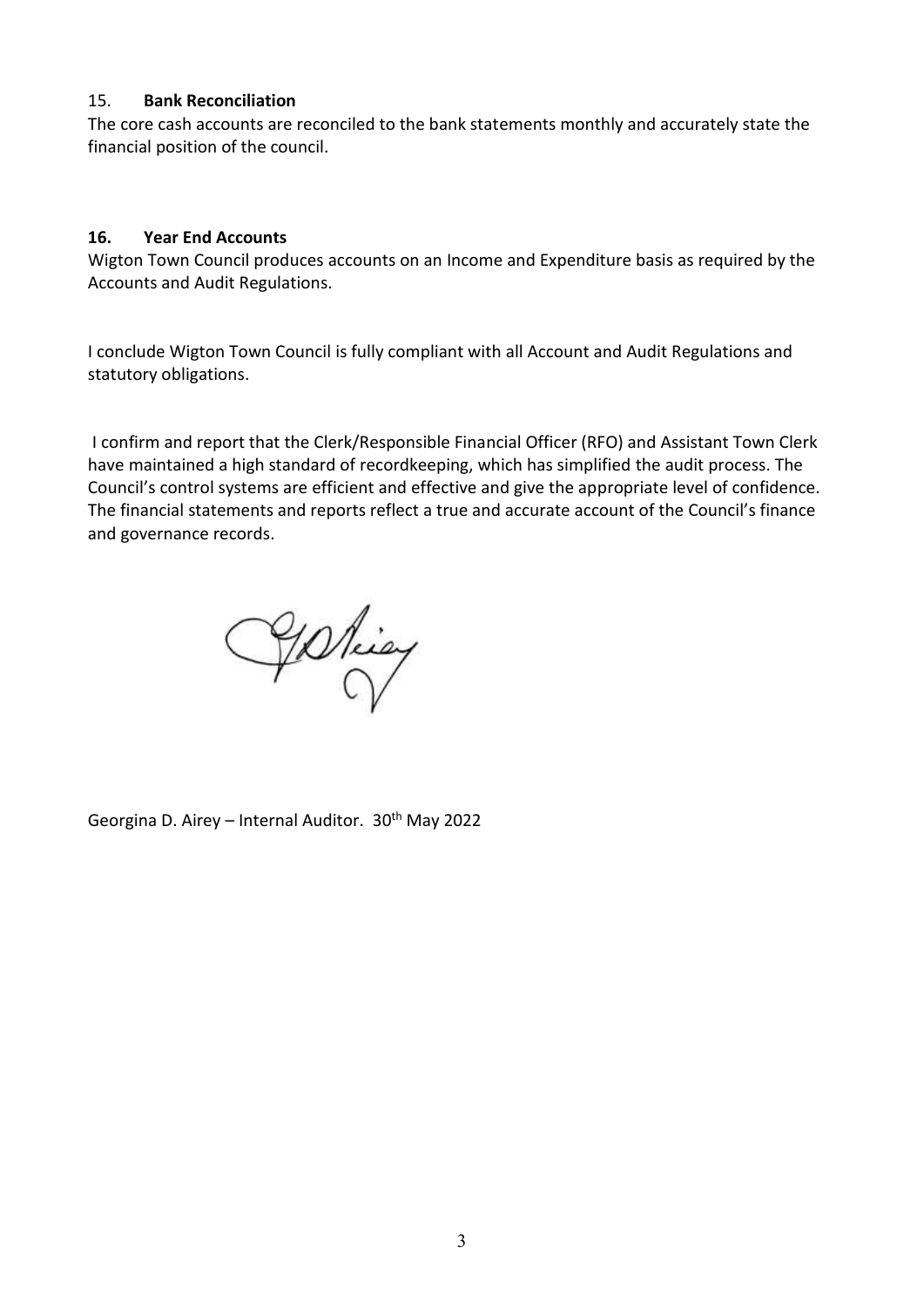### 15. **Bank Reconciliation**

The core cash accounts are reconciled to the bank statements monthly and accurately state the financial position of the council.

### **16. Year End Accounts**

Wigton Town Council produces accounts on an Income and Expenditure basis as required by the Accounts and Audit Regulations.

I conclude Wigton Town Council is fully compliant with all Account and Audit Regulations and statutory obligations.

I confirm and report that the Clerk/Responsible Financial Officer (RFO) and Assistant Town Clerk have maintained a high standard of recordkeeping, which has simplified the audit process. The Council's control systems are efficient and effective and give the appropriate level of confidence. The financial statements and reports reflect a true and accurate account of the Council's finance and governance records.

Georgina D. Airey – Internal Auditor. 30th May 2022